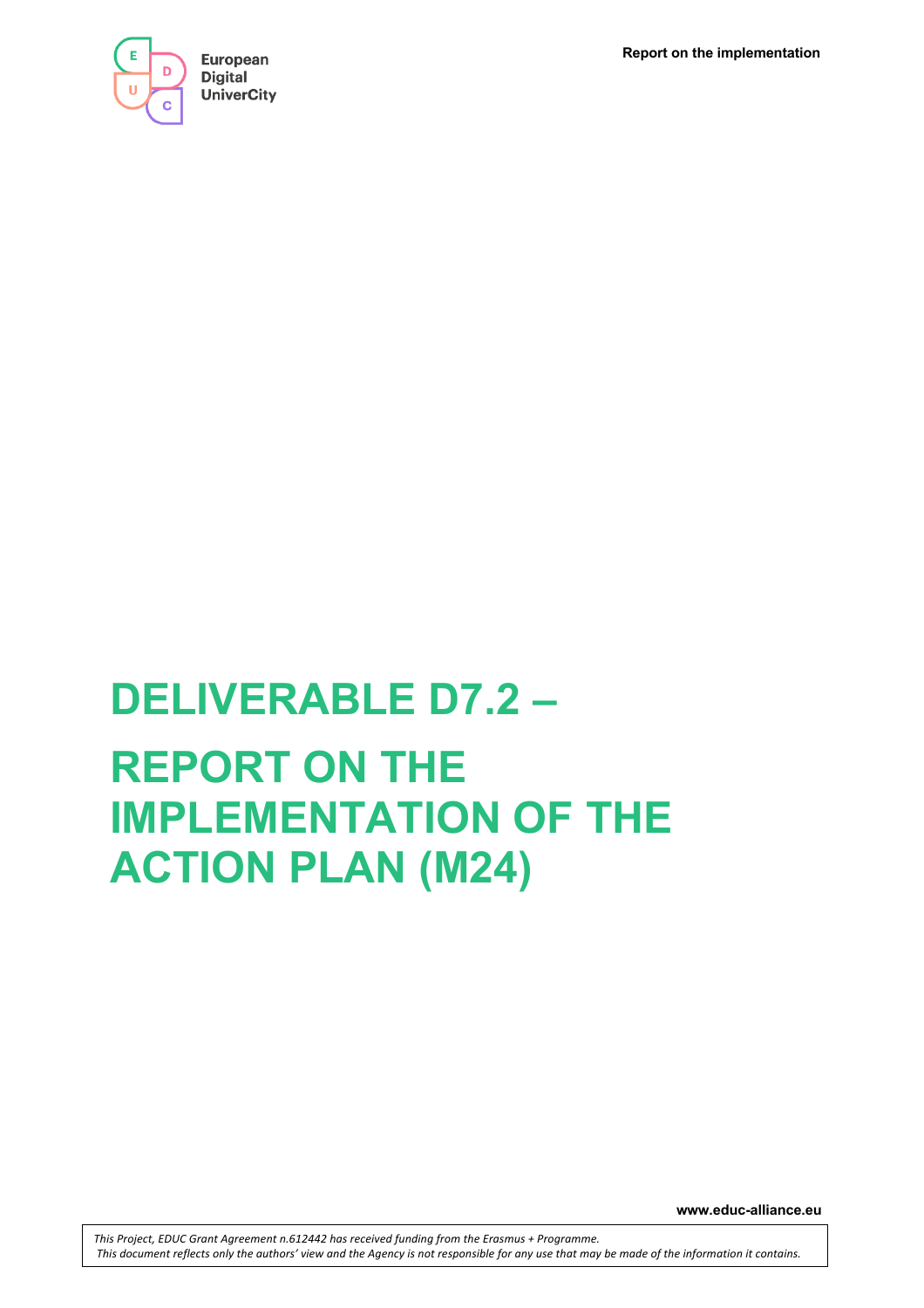European Digital UniverCity

# DELIVERABLE D7.2 –

# REPORT ON THE IMPLEMENTATION OF THE ACTION PLAN (M24)

www.educ-alliance.eu

*This Project, EDUC Grant Agreement n.612442 has received funding from the Erasmus + Programme.*
*This document reflects only the authors' view and the Agency is not responsible for any use that may be made of the information it contains.*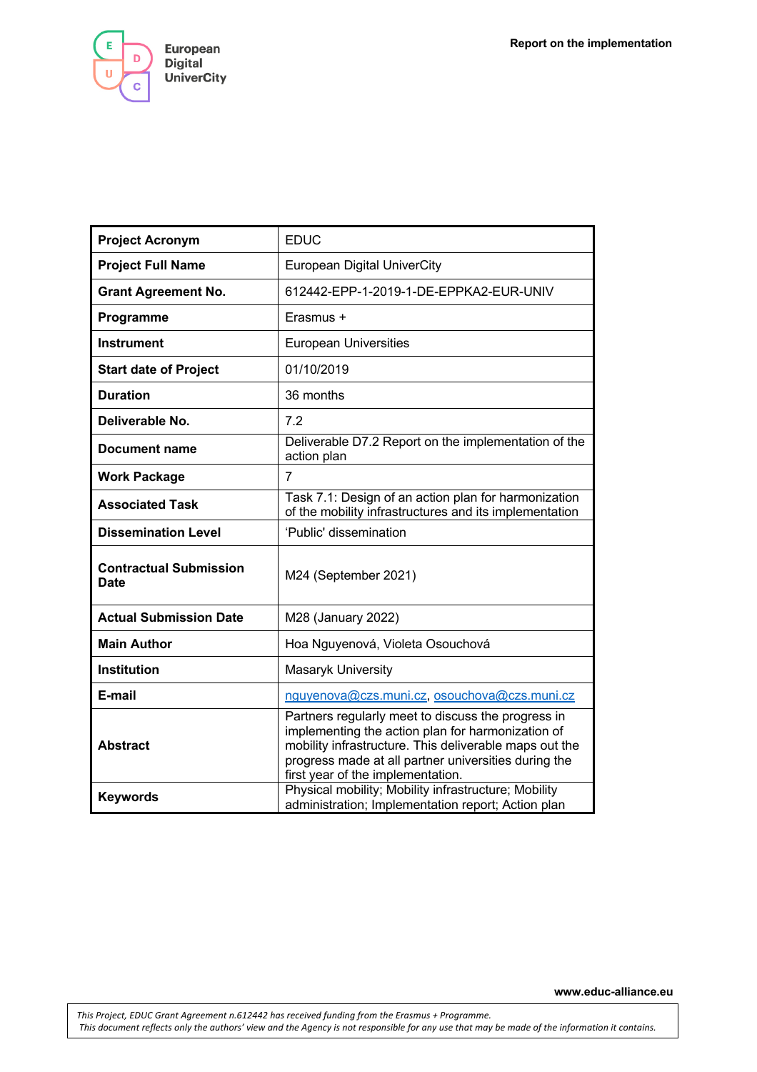| Project Acronym | EDUC |
| --- | --- |
| **Project Full Name** | European Digital UniverCity |
| **Grant Agreement No.** | 612442-EPP-1-2019-1-DE-EPPKA2-EUR-UNIV |
| **Programme** | Erasmus + |
| **Instrument** | European Universities |
| **Start date of Project** | 01/10/2019 |
| **Duration** | 36 months |
| **Deliverable No.** | 7.2 |
| **Document name** | Deliverable D7.2 Report on the implementation of the action plan |
| **Work Package** | 7 |
| **Associated Task** | Task 7.1: Design of an action plan for harmonization of the mobility infrastructures and its implementation |
| **Dissemination Level** | 'Public' dissemination |
| **Contractual Submission Date** | M24 (September 2021) |
| **Actual Submission Date** | M28 (January 2022) |
| **Main Author** | Hoa Nguyenová, Violeta Osouchová |
| **Institution** | Masaryk University |
| **E-mail** | nguyenova@czs.muni.cz, osouchova@czs.muni.cz |
| **Abstract** | Partners regularly meet to discuss the progress in implementing the action plan for harmonization of mobility infrastructure. This deliverable maps out the progress made at all partner universities during the first year of the implementation. |
| **Keywords** | Physical mobility; Mobility infrastructure; Mobility administration; Implementation report; Action plan |

www.educ-alliance.eu

*This Project, EDUC Grant Agreement n.612442 has received funding from the Erasmus + Programme.*
*This document reflects only the authors' view and the Agency is not responsible for any use that may be made of the information it contains.*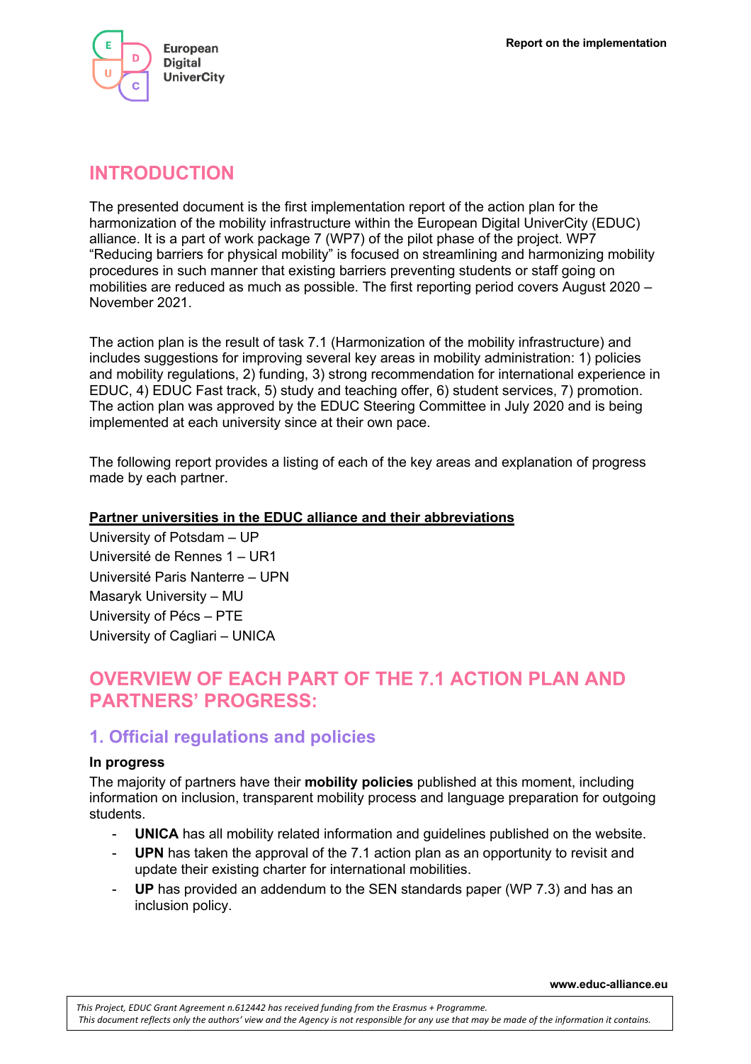# INTRODUCTION

The presented document is the first implementation report of the action plan for the harmonization of the mobility infrastructure within the European Digital UniverCity (EDUC) alliance. It is a part of work package 7 (WP7) of the pilot phase of the project. WP7 "Reducing barriers for physical mobility" is focused on streamlining and harmonizing mobility procedures in such manner that existing barriers preventing students or staff going on mobilities are reduced as much as possible. The first reporting period covers August 2020 – November 2021.

The action plan is the result of task 7.1 (Harmonization of the mobility infrastructure) and includes suggestions for improving several key areas in mobility administration: 1) policies and mobility regulations, 2) funding, 3) strong recommendation for international experience in EDUC, 4) EDUC Fast track, 5) study and teaching offer, 6) student services, 7) promotion. The action plan was approved by the EDUC Steering Committee in July 2020 and is being implemented at each university since at their own pace.

The following report provides a listing of each of the key areas and explanation of progress made by each partner.

**Partner universities in the EDUC alliance and their abbreviations**

University of Potsdam – UP
Université de Rennes 1 – UR1
Université Paris Nanterre – UPN
Masaryk University – MU
University of Pécs – PTE
University of Cagliari – UNICA

# OVERVIEW OF EACH PART OF THE 7.1 ACTION PLAN AND PARTNERS' PROGRESS:

## 1. Official regulations and policies

**In progress**

The majority of partners have their **mobility policies** published at this moment, including information on inclusion, transparent mobility process and language preparation for outgoing students.

- **UNICA** has all mobility related information and guidelines published on the website.
- **UPN** has taken the approval of the 7.1 action plan as an opportunity to revisit and update their existing charter for international mobilities.
- **UP** has provided an addendum to the SEN standards paper (WP 7.3) and has an inclusion policy.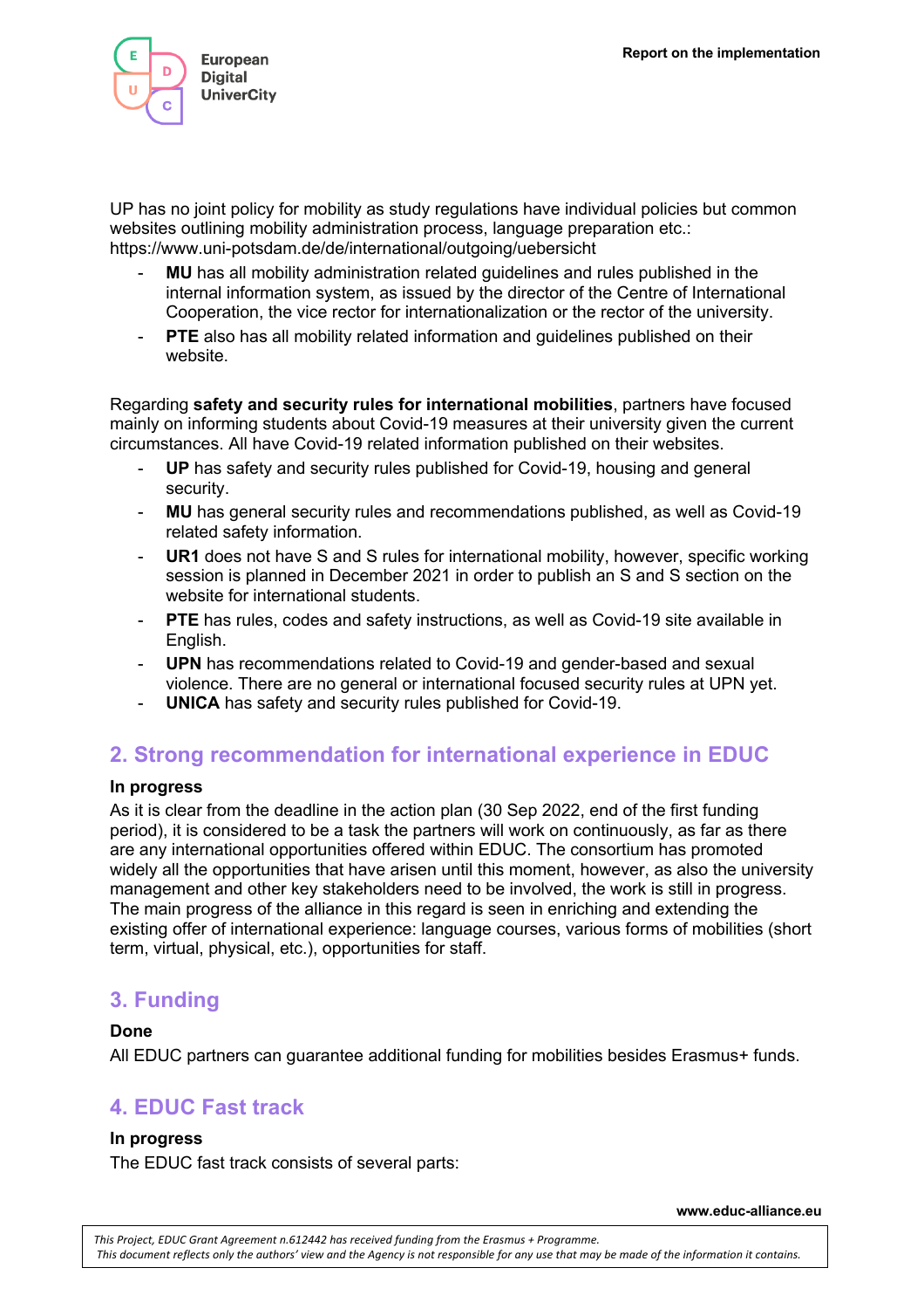UP has no joint policy for mobility as study regulations have individual policies but common websites outlining mobility administration process, language preparation etc.: https://www.uni-potsdam.de/de/international/outgoing/uebersicht

- **MU** has all mobility administration related guidelines and rules published in the internal information system, as issued by the director of the Centre of International Cooperation, the vice rector for internationalization or the rector of the university.
- **PTE** also has all mobility related information and guidelines published on their website.

Regarding **safety and security rules for international mobilities**, partners have focused mainly on informing students about Covid-19 measures at their university given the current circumstances. All have Covid-19 related information published on their websites.

- **UP** has safety and security rules published for Covid-19, housing and general security.
- **MU** has general security rules and recommendations published, as well as Covid-19 related safety information.
- **UR1** does not have S and S rules for international mobility, however, specific working session is planned in December 2021 in order to publish an S and S section on the website for international students.
- **PTE** has rules, codes and safety instructions, as well as Covid-19 site available in English.
- **UPN** has recommendations related to Covid-19 and gender-based and sexual violence. There are no general or international focused security rules at UPN yet.
- **UNICA** has safety and security rules published for Covid-19.

## 2. Strong recommendation for international experience in EDUC

**In progress**

As it is clear from the deadline in the action plan (30 Sep 2022, end of the first funding period), it is considered to be a task the partners will work on continuously, as far as there are any international opportunities offered within EDUC. The consortium has promoted widely all the opportunities that have arisen until this moment, however, as also the university management and other key stakeholders need to be involved, the work is still in progress. The main progress of the alliance in this regard is seen in enriching and extending the existing offer of international experience: language courses, various forms of mobilities (short term, virtual, physical, etc.), opportunities for staff.

## 3. Funding

**Done**

All EDUC partners can guarantee additional funding for mobilities besides Erasmus+ funds.

## 4. EDUC Fast track

**In progress**

The EDUC fast track consists of several parts: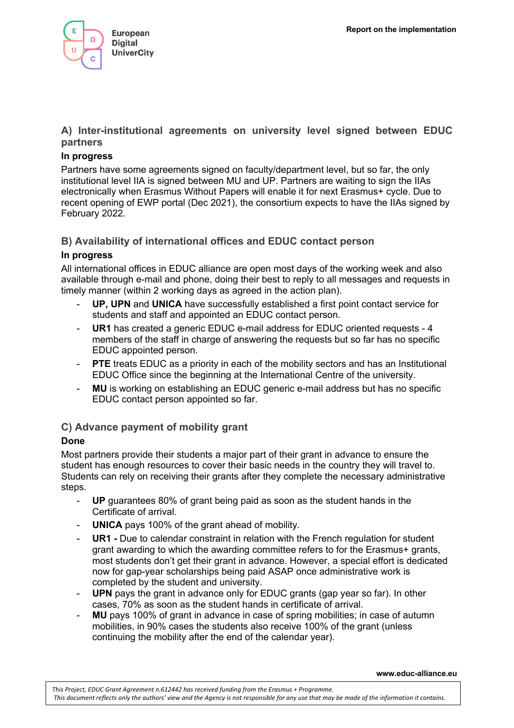## A) Inter-institutional agreements on university level signed between EDUC partners

**In progress**

Partners have some agreements signed on faculty/department level, but so far, the only institutional level IIA is signed between MU and UP. Partners are waiting to sign the IIAs electronically when Erasmus Without Papers will enable it for next Erasmus+ cycle. Due to recent opening of EWP portal (Dec 2021), the consortium expects to have the IIAs signed by February 2022.

## B) Availability of international offices and EDUC contact person

**In progress**

All international offices in EDUC alliance are open most days of the working week and also available through e-mail and phone, doing their best to reply to all messages and requests in timely manner (within 2 working days as agreed in the action plan).

- **UP, UPN** and **UNICA** have successfully established a first point contact service for students and staff and appointed an EDUC contact person.
- **UR1** has created a generic EDUC e-mail address for EDUC oriented requests - 4 members of the staff in charge of answering the requests but so far has no specific EDUC appointed person.
- **PTE** treats EDUC as a priority in each of the mobility sectors and has an Institutional EDUC Office since the beginning at the International Centre of the university.
- **MU** is working on establishing an EDUC generic e-mail address but has no specific EDUC contact person appointed so far.

## C) Advance payment of mobility grant

**Done**

Most partners provide their students a major part of their grant in advance to ensure the student has enough resources to cover their basic needs in the country they will travel to. Students can rely on receiving their grants after they complete the necessary administrative steps.

- **UP** guarantees 80% of grant being paid as soon as the student hands in the Certificate of arrival.
- **UNICA** pays 100% of the grant ahead of mobility.
- **UR1 -** Due to calendar constraint in relation with the French regulation for student grant awarding to which the awarding committee refers to for the Erasmus+ grants, most students don't get their grant in advance. However, a special effort is dedicated now for gap-year scholarships being paid ASAP once administrative work is completed by the student and university.
- **UPN** pays the grant in advance only for EDUC grants (gap year so far). In other cases, 70% as soon as the student hands in certificate of arrival.
- **MU** pays 100% of grant in advance in case of spring mobilities; in case of autumn mobilities, in 90% cases the students also receive 100% of the grant (unless continuing the mobility after the end of the calendar year).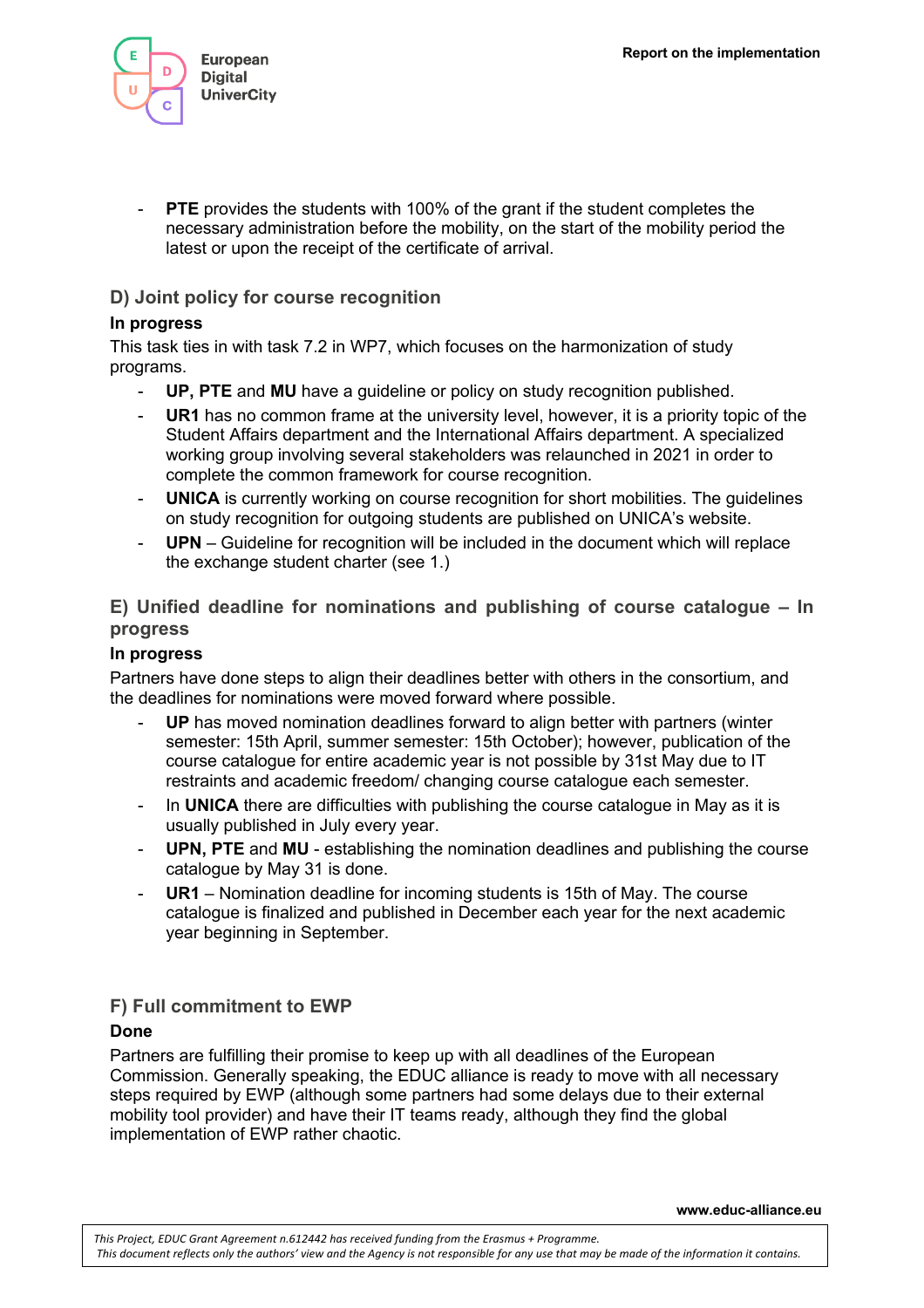- **PTE** provides the students with 100% of the grant if the student completes the necessary administration before the mobility, on the start of the mobility period the latest or upon the receipt of the certificate of arrival.

### D) Joint policy for course recognition

**In progress**

This task ties in with task 7.2 in WP7, which focuses on the harmonization of study programs.

- **UP, PTE** and **MU** have a guideline or policy on study recognition published.
- **UR1** has no common frame at the university level, however, it is a priority topic of the Student Affairs department and the International Affairs department. A specialized working group involving several stakeholders was relaunched in 2021 in order to complete the common framework for course recognition.
- **UNICA** is currently working on course recognition for short mobilities. The guidelines on study recognition for outgoing students are published on UNICA's website.
- **UPN** – Guideline for recognition will be included in the document which will replace the exchange student charter (see 1.)

### E) Unified deadline for nominations and publishing of course catalogue – In progress

**In progress**

Partners have done steps to align their deadlines better with others in the consortium, and the deadlines for nominations were moved forward where possible.

- **UP** has moved nomination deadlines forward to align better with partners (winter semester: 15th April, summer semester: 15th October); however, publication of the course catalogue for entire academic year is not possible by 31st May due to IT restraints and academic freedom/ changing course catalogue each semester.
- In **UNICA** there are difficulties with publishing the course catalogue in May as it is usually published in July every year.
- **UPN, PTE** and **MU** - establishing the nomination deadlines and publishing the course catalogue by May 31 is done.
- **UR1** – Nomination deadline for incoming students is 15th of May. The course catalogue is finalized and published in December each year for the next academic year beginning in September.

### F) Full commitment to EWP

**Done**

Partners are fulfilling their promise to keep up with all deadlines of the European Commission. Generally speaking, the EDUC alliance is ready to move with all necessary steps required by EWP (although some partners had some delays due to their external mobility tool provider) and have their IT teams ready, although they find the global implementation of EWP rather chaotic.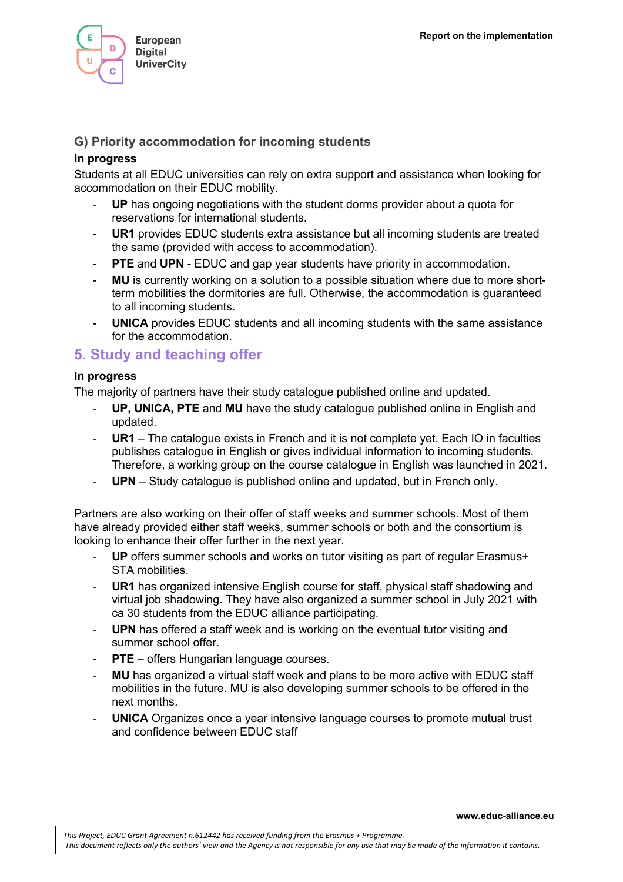### G) Priority accommodation for incoming students

**In progress**

Students at all EDUC universities can rely on extra support and assistance when looking for accommodation on their EDUC mobility.

- **UP** has ongoing negotiations with the student dorms provider about a quota for reservations for international students.
- **UR1** provides EDUC students extra assistance but all incoming students are treated the same (provided with access to accommodation).
- **PTE** and **UPN** - EDUC and gap year students have priority in accommodation.
- **MU** is currently working on a solution to a possible situation where due to more short-term mobilities the dormitories are full. Otherwise, the accommodation is guaranteed to all incoming students.
- **UNICA** provides EDUC students and all incoming students with the same assistance for the accommodation.

## 5. Study and teaching offer

**In progress**

The majority of partners have their study catalogue published online and updated.

- **UP, UNICA, PTE** and **MU** have the study catalogue published online in English and updated.
- **UR1** – The catalogue exists in French and it is not complete yet. Each IO in faculties publishes catalogue in English or gives individual information to incoming students. Therefore, a working group on the course catalogue in English was launched in 2021.
- **UPN** – Study catalogue is published online and updated, but in French only.

Partners are also working on their offer of staff weeks and summer schools. Most of them have already provided either staff weeks, summer schools or both and the consortium is looking to enhance their offer further in the next year.

- **UP** offers summer schools and works on tutor visiting as part of regular Erasmus+ STA mobilities.
- **UR1** has organized intensive English course for staff, physical staff shadowing and virtual job shadowing. They have also organized a summer school in July 2021 with ca 30 students from the EDUC alliance participating.
- **UPN** has offered a staff week and is working on the eventual tutor visiting and summer school offer.
- **PTE** – offers Hungarian language courses.
- **MU** has organized a virtual staff week and plans to be more active with EDUC staff mobilities in the future. MU is also developing summer schools to be offered in the next months.
- **UNICA** Organizes once a year intensive language courses to promote mutual trust and confidence between EDUC staff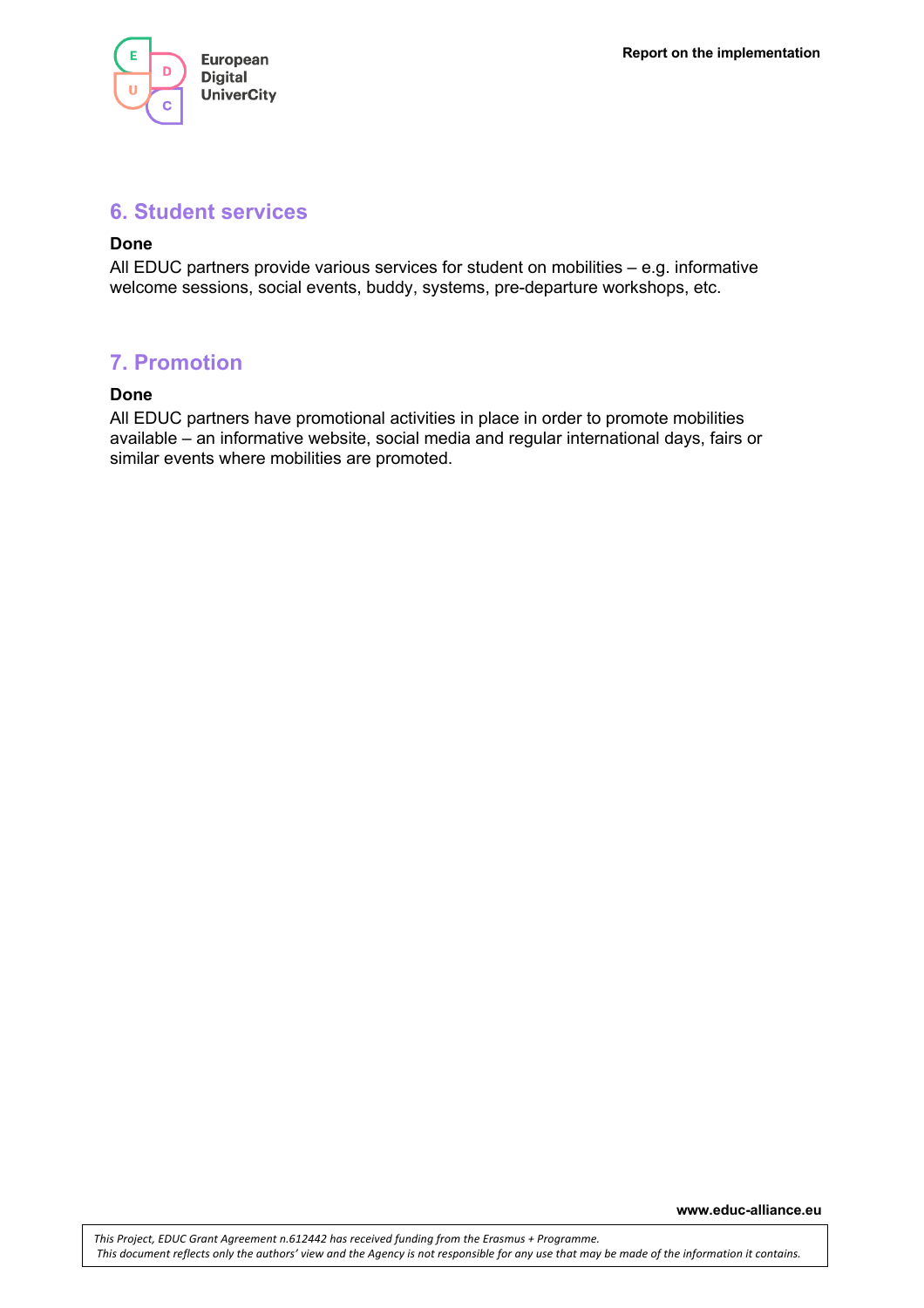## 6. Student services

**Done**

All EDUC partners provide various services for student on mobilities – e.g. informative welcome sessions, social events, buddy, systems, pre-departure workshops, etc.

## 7. Promotion

**Done**

All EDUC partners have promotional activities in place in order to promote mobilities available – an informative website, social media and regular international days, fairs or similar events where mobilities are promoted.